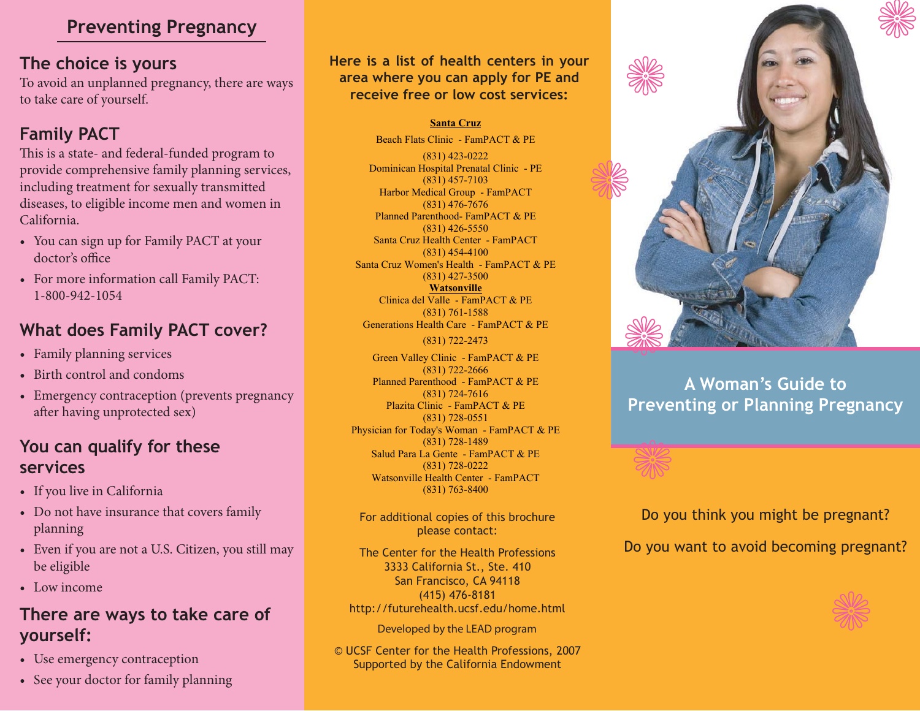# Preventing Pregnancy

## The choice is yours

To avoid an unplanned pregnancy, there are ways to take care of yourself.

## Family PACT

This is a state- and federal-funded program to provide comprehensive family planning services, including treatment for sexually transmitted diseases, to eligible income men and women in California.

- You can sign up for Family PACT at your doctor's office
- For more information call Family PACT: 1-800-942-1054

## What does Family PACT cover?

- Family planning services
- Birth control and condoms
- Emergency contraception (prevents pregnancy after having unprotected sex)

## You can qualify for these services

- If you live in California
- Do not have insurance that covers family planning
- Even if you are not a U.S. Citizen, you still may be eligible
- Low income

## There are ways to take care of yourself:

- Use emergency contraception
- See your doctor for family planning

**Here is a list of health centers in your area where you can apply for PE and receive free or low cost services:**

**Santa Cruz**

Beach Flats Clinic - FamPACT & PE
(831) 423-0222

Dominican Hospital Prenatal Clinic - PE
(831) 457-7103

Harbor Medical Group - FamPACT
(831) 476-7676

Planned Parenthood- FamPACT & PE
(831) 426-5550

Santa Cruz Health Center - FamPACT
(831) 454-4100

Santa Cruz Women's Health - FamPACT & PE
(831) 427-3500

**Watsonville**

Clinica del Valle - FamPACT & PE
(831) 761-1588

Generations Health Care - FamPACT & PE
(831) 722-2473

Green Valley Clinic - FamPACT & PE
(831) 722-2666

Planned Parenthood - FamPACT & PE
(831) 724-7616

Plazita Clinic - FamPACT & PE
(831) 728-0551

Physician for Today's Woman - FamPACT & PE
(831) 728-1489

Salud Para La Gente - FamPACT & PE
(831) 728-0222

Watsonville Health Center - FamPACT
(831) 763-8400

For additional copies of this brochure please contact:

The Center for the Health Professions
3333 California St., Ste. 410
San Francisco, CA 94118
(415) 476-8181
http://futurehealth.ucsf.edu/home.html

Developed by the LEAD program

© UCSF Center for the Health Professions, 2007
Supported by the California Endowment

# A Woman's Guide to Preventing or Planning Pregnancy

Do you think you might be pregnant?

Do you want to avoid becoming pregnant?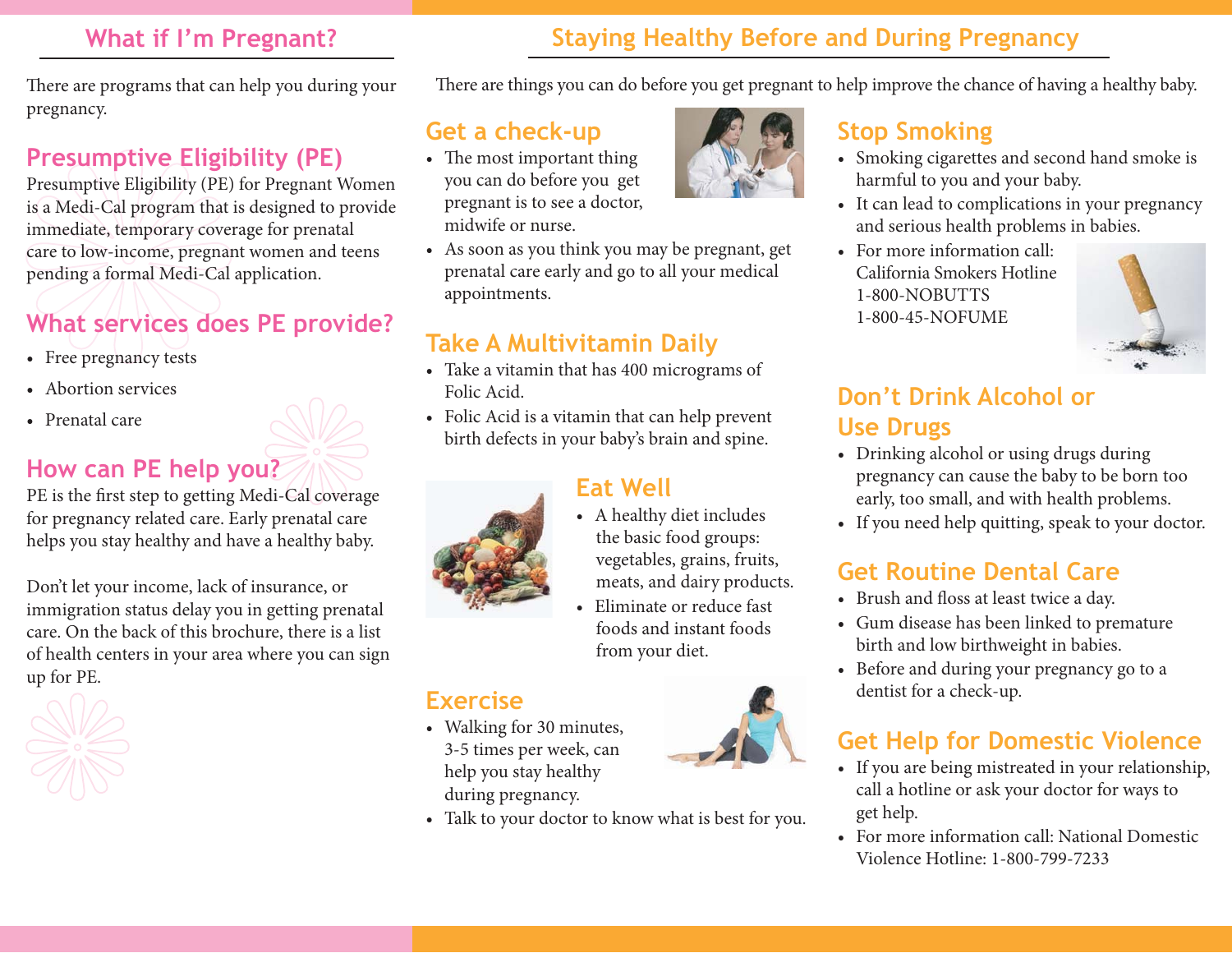## What if I'm Pregnant?

There are programs that can help you during your pregnancy.

### Presumptive Eligibility (PE)

Presumptive Eligibility (PE) for Pregnant Women is a Medi-Cal program that is designed to provide immediate, temporary coverage for prenatal care to low-income, pregnant women and teens pending a formal Medi-Cal application.

### What services does PE provide?

- Free pregnancy tests
- Abortion services
- Prenatal care

### How can PE help you?

PE is the first step to getting Medi-Cal coverage for pregnancy related care. Early prenatal care helps you stay healthy and have a healthy baby.

Don't let your income, lack of insurance, or immigration status delay you in getting prenatal care. On the back of this brochure, there is a list of health centers in your area where you can sign up for PE.

## Staying Healthy Before and During Pregnancy

There are things you can do before you get pregnant to help improve the chance of having a healthy baby.

### Get a check-up

- The most important thing you can do before you get pregnant is to see a doctor, midwife or nurse.
- As soon as you think you may be pregnant, get prenatal care early and go to all your medical appointments.

### Take A Multivitamin Daily

- Take a vitamin that has 400 micrograms of Folic Acid.
- Folic Acid is a vitamin that can help prevent birth defects in your baby's brain and spine.

### Eat Well

- A healthy diet includes the basic food groups: vegetables, grains, fruits, meats, and dairy products.
- Eliminate or reduce fast foods and instant foods from your diet.

### Exercise

- Walking for 30 minutes, 3-5 times per week, can help you stay healthy during pregnancy.
- Talk to your doctor to know what is best for you.

### Stop Smoking

- Smoking cigarettes and second hand smoke is harmful to you and your baby.
- It can lead to complications in your pregnancy and serious health problems in babies.
- For more information call:
  California Smokers Hotline
  1-800-NOBUTTS
  1-800-45-NOFUME

### Don't Drink Alcohol or Use Drugs

- Drinking alcohol or using drugs during pregnancy can cause the baby to be born too early, too small, and with health problems.
- If you need help quitting, speak to your doctor.

### Get Routine Dental Care

- Brush and floss at least twice a day.
- Gum disease has been linked to premature birth and low birthweight in babies.
- Before and during your pregnancy go to a dentist for a check-up.

### Get Help for Domestic Violence

- If you are being mistreated in your relationship, call a hotline or ask your doctor for ways to get help.
- For more information call: National Domestic Violence Hotline: 1-800-799-7233